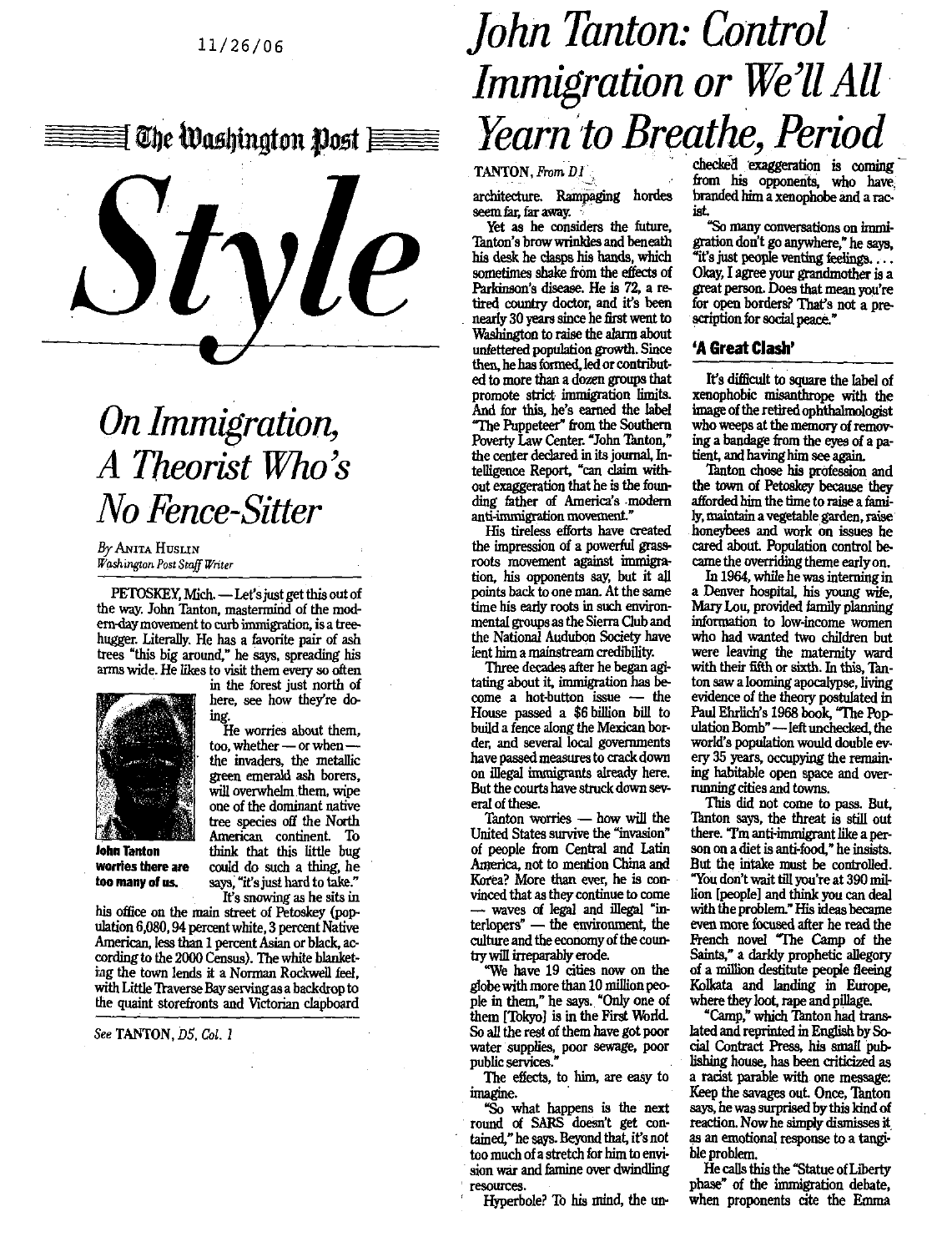11/26/06

The Washington Post

# Style

## On Immigration, A Theorist Who's No Fence-Sitter

*By* Anita Huslin
*Washington Post Staff Writer*

PETOSKEY, Mich. — Let's just get this out of the way. John Tanton, mastermind of the modern-day movement to curb immigration, is a tree-hugger. Literally. He has a favorite pair of ash trees "this big around," he says, spreading his arms wide. He likes to visit them every so often in the forest just north of here, see how they're doing.

He worries about them, too, whether — or when — the invaders, the metallic green emerald ash borers, will overwhelm them, wipe one of the dominant native tree species off the North American continent. To think that this little bug could do such a thing, he says, "it's just hard to take."

**John Tanton worries there are too many of us.**

It's snowing as he sits in his office on the main street of Petoskey (population 6,080, 94 percent white, 3 percent Native American, less than 1 percent Asian or black, according to the 2000 Census). The white blanketing the town lends it a Norman Rockwell feel, with Little Traverse Bay serving as a backdrop to the quaint storefronts and Victorian clapboard

*See* TANTON, *D5, Col. 1*

# John Tanton: Control Immigration or We'll All Yearn to Breathe, Period

TANTON, *From D1*

architecture. Rampaging hordes seem far, far away.

Yet as he considers the future, Tanton's brow wrinkles and beneath his desk he clasps his hands, which sometimes shake from the effects of Parkinson's disease. He is 72, a retired country doctor, and it's been nearly 30 years since he first went to Washington to raise the alarm about unfettered population growth. Since then, he has formed, led or contributed to more than a dozen groups that promote strict immigration limits. And for this, he's earned the label "The Puppeteer" from the Southern Poverty Law Center. "John Tanton," the center declared in its journal, Intelligence Report, "can claim without exaggeration that he is the founding father of America's modern anti-immigration movement."

His tireless efforts have created the impression of a powerful grass-roots movement against immigration, his opponents say, but it all points back to one man. At the same time his early roots in such environmental groups as the Sierra Club and the National Audubon Society have lent him a mainstream credibility.

Three decades after he began agitating about it, immigration has become a hot-button issue — the House passed a $6 billion bill to build a fence along the Mexican border, and several local governments have passed measures to crack down on illegal immigrants already here. But the courts have struck down several of these.

Tanton worries — how will the United States survive the "invasion" of people from Central and Latin America, not to mention China and Korea? More than ever, he is convinced that as they continue to come — waves of legal and illegal "interlopers" — the environment, the culture and the economy of the country will irreparably erode.

"We have 19 cities now on the globe with more than 10 million people in them," he says. "Only one of them [Tokyo] is in the First World. So all the rest of them have got poor water supplies, poor sewage, poor public services."

The effects, to him, are easy to imagine.

"So what happens is the next round of SARS doesn't get contained," he says. Beyond that, it's not too much of a stretch for him to envision war and famine over dwindling resources.

Hyperbole? To his mind, the unchecked exaggeration is coming from his opponents, who have branded him a xenophobe and a racist.

"So many conversations on immigration don't go anywhere," he says, "it's just people venting feelings. . . . Okay, I agree your grandmother is a great person. Does that mean you're for open borders? That's not a prescription for social peace."

### 'A Great Clash'

It's difficult to square the label of xenophobic misanthrope with the image of the retired ophthalmologist who weeps at the memory of removing a bandage from the eyes of a patient, and having him see again.

Tanton chose his profession and the town of Petoskey because they afforded him the time to raise a family, maintain a vegetable garden, raise honeybees and work on issues he cared about. Population control became the overriding theme early on.

In 1964, while he was interning in a Denver hospital, his young wife, Mary Lou, provided family planning information to low-income women who had wanted two children but were leaving the maternity ward with their fifth or sixth. In this, Tanton saw a looming apocalypse, living evidence of the theory postulated in Paul Ehrlich's 1968 book, "The Population Bomb" — left unchecked, the world's population would double every 35 years, occupying the remaining habitable open space and overrunning cities and towns.

This did not come to pass. But, Tanton says, the threat is still out there. "I'm anti-immigrant like a person on a diet is anti-food," he insists. But the intake must be controlled. "You don't wait till you're at 390 million [people] and think you can deal with the problem." His ideas became even more focused after he read the French novel "The Camp of the Saints," a darkly prophetic allegory of a million destitute people fleeing Kolkata and landing in Europe, where they loot, rape and pillage.

"Camp," which Tanton had translated and reprinted in English by Social Contract Press, his small publishing house, has been criticized as a racist parable with one message: Keep the savages out. Once, Tanton says, he was surprised by this kind of reaction. Now he simply dismisses it as an emotional response to a tangible problem.

He calls this the "Statue of Liberty phase" of the immigration debate, when proponents cite the Emma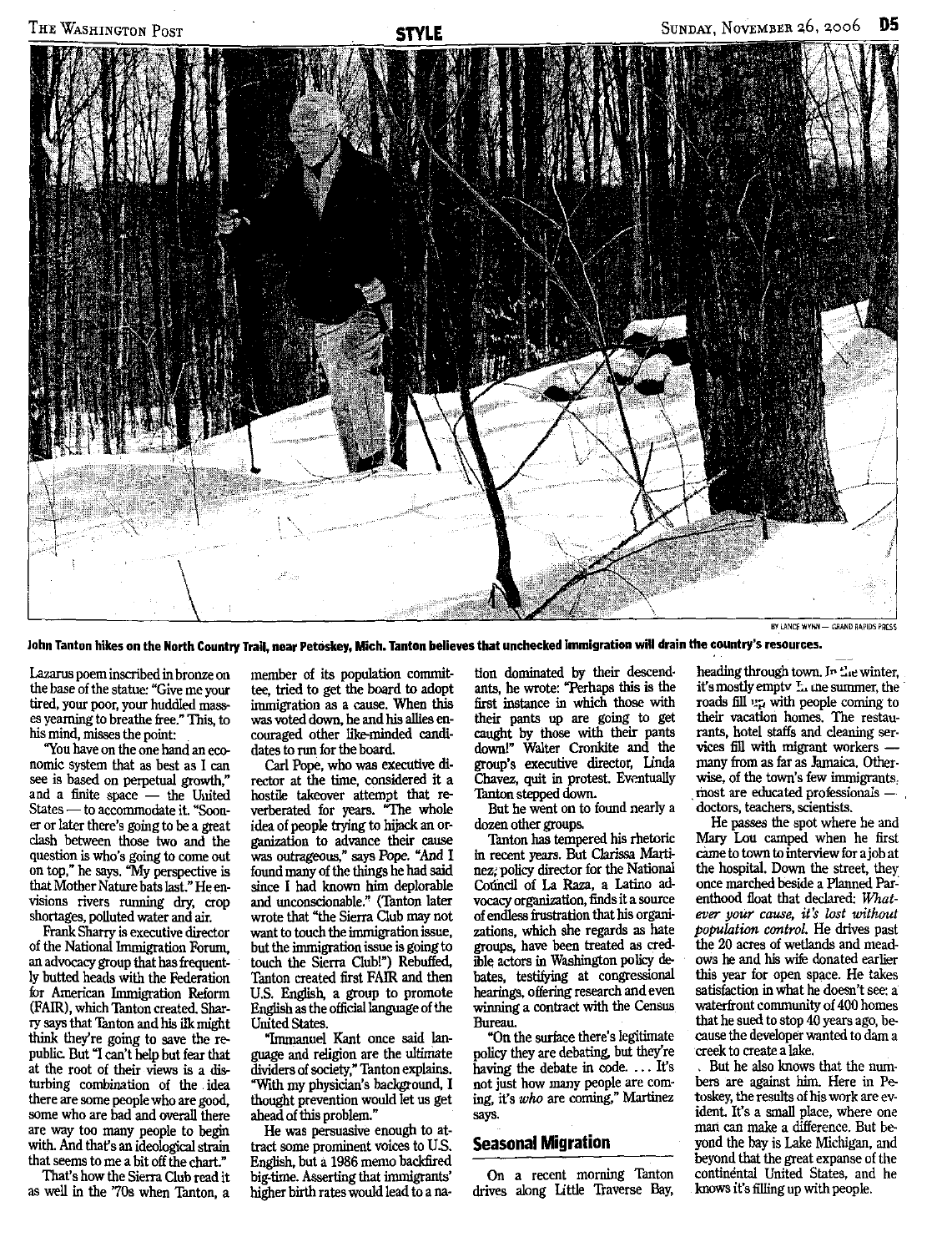BY LANCE WYNN — GRAND RAPIDS PRESS

**John Tanton hikes on the North Country Trail, near Petoskey, Mich. Tanton believes that unchecked immigration will drain the country's resources.**

Lazarus poem inscribed in bronze on the base of the statue: "Give me your tired, your poor, your huddled masses yearning to breathe free." This, to his mind, misses the point:

"You have on the one hand an economic system that as best as I can see is based on perpetual growth," and a finite space — the United States — to accommodate it. "Sooner or later there's going to be a great clash between those two and the question is who's going to come out on top," he says. "My perspective is that Mother Nature bats last." He envisions rivers running dry, crop shortages, polluted water and air.

Frank Sharry is executive director of the National Immigration Forum, an advocacy group that has frequently butted heads with the Federation for American Immigration Reform (FAIR), which Tanton created. Sharry says that Tanton and his ilk might think they're going to save the republic. But "I can't help but fear that at the root of their views is a disturbing combination of the idea there are some people who are good, some who are bad and overall there are way too many people to begin with. And that's an ideological strain that seems to me a bit off the chart."

That's how the Sierra Club read it as well in the '70s when Tanton, a member of its population committee, tried to get the board to adopt immigration as a cause. When this was voted down, he and his allies encouraged other like-minded candidates to run for the board.

Carl Pope, who was executive director at the time, considered it a hostile takeover attempt that reverberated for years. "The whole idea of people trying to hijack an organization to advance their cause was outrageous," says Pope. "And I found many of the things he had said since I had known him deplorable and unconscionable." (Tanton later wrote that "the Sierra Club may not want to touch the immigration issue, but the immigration issue is going to touch the Sierra Club!") Rebuffed, Tanton created first FAIR and then U.S. English, a group to promote English as the official language of the United States.

"Immanuel Kant once said language and religion are the ultimate dividers of society," Tanton explains. "With my physician's background, I thought prevention would let us get ahead of this problem."

He was persuasive enough to attract some prominent voices to U.S. English, but a 1986 memo backfired big-time. Asserting that immigrants' higher birth rates would lead to a nation dominated by their descendants, he wrote: "Perhaps this is the first instance in which those with their pants up are going to get caught by those with their pants down!" Walter Cronkite and the group's executive director, Linda Chavez, quit in protest. Eventually Tanton stepped down.

But he went on to found nearly a dozen other groups.

Tanton has tempered his rhetoric in recent years. But Clarissa Martinez, policy director for the National Council of La Raza, a Latino advocacy organization, finds it a source of endless frustration that his organizations, which she regards as hate groups, have been treated as credible actors in Washington policy debates, testifying at congressional hearings, offering research and even winning a contract with the Census Bureau.

"On the surface there's legitimate policy they are debating, but they're having the debate in code. ... It's not just how many people are coming, it's *who* are coming," Martinez says.

## Seasonal Migration

On a recent morning Tanton drives along Little Traverse Bay, heading through town. In the winter, it's mostly empty. In the summer, the roads fill up with people coming to their vacation homes. The restaurants, hotel staffs and cleaning services fill with migrant workers — many from as far as Jamaica. Otherwise, of the town's few immigrants, most are educated professionals — doctors, teachers, scientists.

He passes the spot where he and Mary Lou camped when he first came to town to interview for a job at the hospital. Down the street, they once marched beside a Planned Parenthood float that declared: *Whatever your cause, it's lost without population control.* He drives past the 20 acres of wetlands and meadows he and his wife donated earlier this year for open space. He takes satisfaction in what he doesn't see: a waterfront community of 400 homes that he sued to stop 40 years ago, because the developer wanted to dam a creek to create a lake.

But he also knows that the numbers are against him. Here in Petoskey, the results of his work are evident. It's a small place, where one man can make a difference. But beyond the bay is Lake Michigan, and beyond that the great expanse of the continental United States, and he knows it's filling up with people.